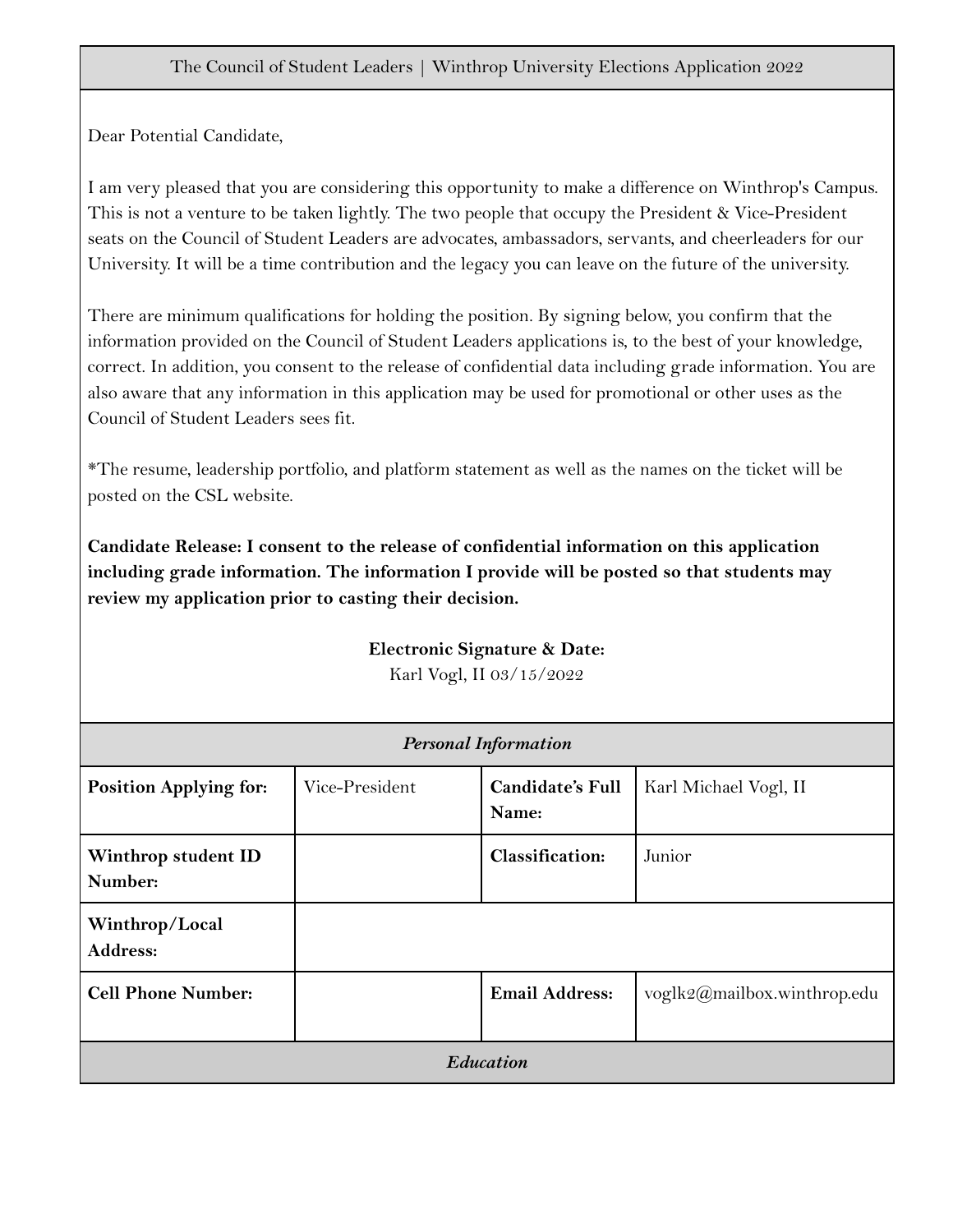The Council of Student Leaders | Winthrop University Elections Application 2022

Dear Potential Candidate,

I am very pleased that you are considering this opportunity to make a difference on Winthrop's Campus. This is not a venture to be taken lightly. The two people that occupy the President & Vice-President seats on the Council of Student Leaders are advocates, ambassadors, servants, and cheerleaders for our University. It will be a time contribution and the legacy you can leave on the future of the university.

There are minimum qualifications for holding the position. By signing below, you confirm that the information provided on the Council of Student Leaders applications is, to the best of your knowledge, correct. In addition, you consent to the release of confidential data including grade information. You are also aware that any information in this application may be used for promotional or other uses as the Council of Student Leaders sees fit.

*The resume, leadership portfolio, and platform statement as well as the names on the ticket will be posted on the CSL website.

**Candidate Release: I consent to the release of confidential information on this application including grade information. The information I provide will be posted so that students may review my application prior to casting their decision.**

**Electronic Signature & Date:**
Karl Vogl, II 03/15/2022

| *Personal Information* | | | |
|---|---|---|---|
| **Position Applying for:** | Vice-President | **Candidate's Full Name:** | Karl Michael Vogl, II |
| **Winthrop student ID Number:** | | **Classification:** | Junior |
| **Winthrop/Local Address:** | | | |
| **Cell Phone Number:** | | **Email Address:** | voglk2@mailbox.winthrop.edu |
| *Education* | | | |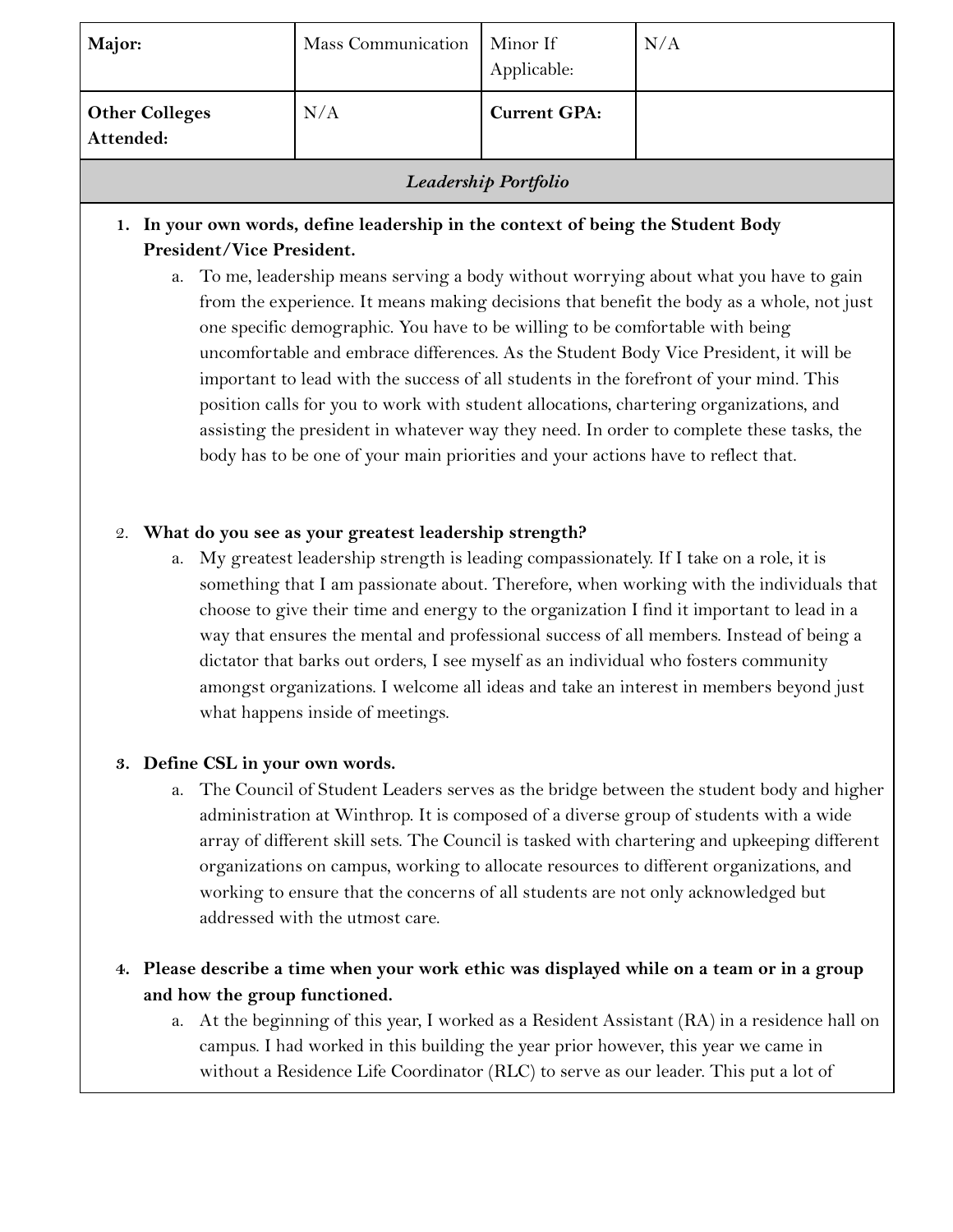| **Major:** | Mass Communication | Minor If Applicable: | N/A |
| --- | --- | --- | --- |
| **Other Colleges Attended:** | N/A | **Current GPA:** | |

## *Leadership Portfolio*

1. **In your own words, define leadership in the context of being the Student Body President/Vice President.**
   a. To me, leadership means serving a body without worrying about what you have to gain from the experience. It means making decisions that benefit the body as a whole, not just one specific demographic. You have to be willing to be comfortable with being uncomfortable and embrace differences. As the Student Body Vice President, it will be important to lead with the success of all students in the forefront of your mind. This position calls for you to work with student allocations, chartering organizations, and assisting the president in whatever way they need. In order to complete these tasks, the body has to be one of your main priorities and your actions have to reflect that.

2. **What do you see as your greatest leadership strength?**
   a. My greatest leadership strength is leading compassionately. If I take on a role, it is something that I am passionate about. Therefore, when working with the individuals that choose to give their time and energy to the organization I find it important to lead in a way that ensures the mental and professional success of all members. Instead of being a dictator that barks out orders, I see myself as an individual who fosters community amongst organizations. I welcome all ideas and take an interest in members beyond just what happens inside of meetings.

3. **Define CSL in your own words.**
   a. The Council of Student Leaders serves as the bridge between the student body and higher administration at Winthrop. It is composed of a diverse group of students with a wide array of different skill sets. The Council is tasked with chartering and upkeeping different organizations on campus, working to allocate resources to different organizations, and working to ensure that the concerns of all students are not only acknowledged but addressed with the utmost care.

4. **Please describe a time when your work ethic was displayed while on a team or in a group and how the group functioned.**
   a. At the beginning of this year, I worked as a Resident Assistant (RA) in a residence hall on campus. I had worked in this building the year prior however, this year we came in without a Residence Life Coordinator (RLC) to serve as our leader. This put a lot of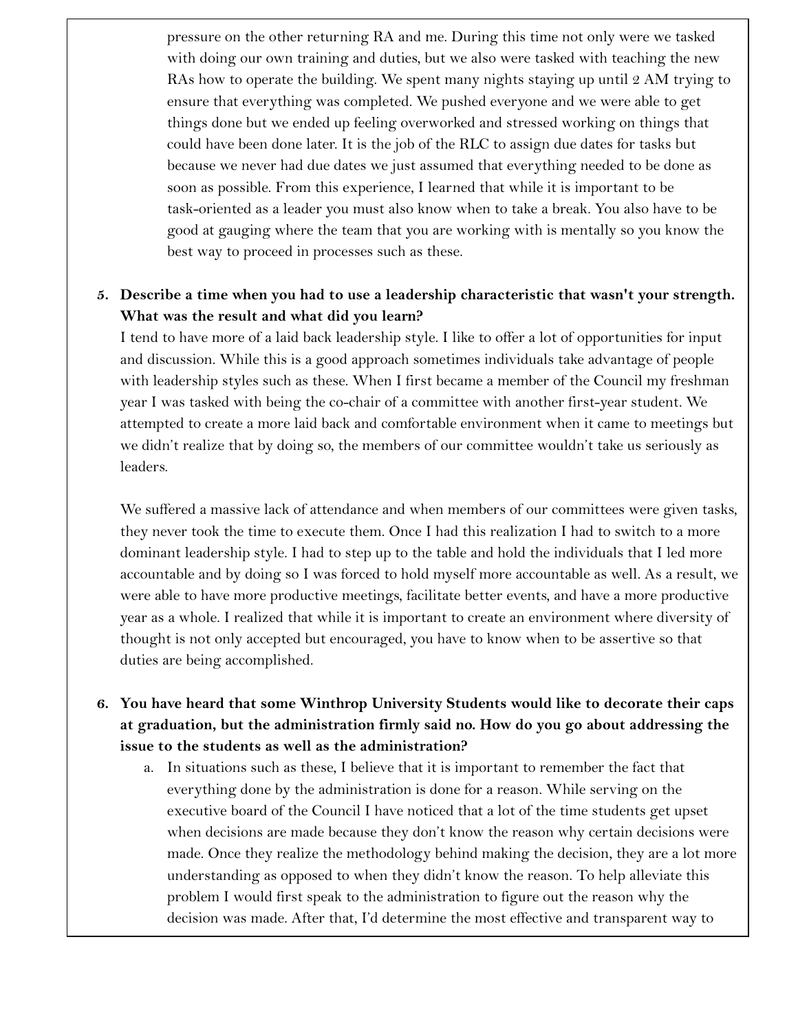pressure on the other returning RA and me. During this time not only were we tasked with doing our own training and duties, but we also were tasked with teaching the new RAs how to operate the building. We spent many nights staying up until 2 AM trying to ensure that everything was completed. We pushed everyone and we were able to get things done but we ended up feeling overworked and stressed working on things that could have been done later. It is the job of the RLC to assign due dates for tasks but because we never had due dates we just assumed that everything needed to be done as soon as possible. From this experience, I learned that while it is important to be task-oriented as a leader you must also know when to take a break. You also have to be good at gauging where the team that you are working with is mentally so you know the best way to proceed in processes such as these.

5. **Describe a time when you had to use a leadership characteristic that wasn't your strength. What was the result and what did you learn?**

   I tend to have more of a laid back leadership style. I like to offer a lot of opportunities for input and discussion. While this is a good approach sometimes individuals take advantage of people with leadership styles such as these. When I first became a member of the Council my freshman year I was tasked with being the co-chair of a committee with another first-year student. We attempted to create a more laid back and comfortable environment when it came to meetings but we didn't realize that by doing so, the members of our committee wouldn't take us seriously as leaders.

   We suffered a massive lack of attendance and when members of our committees were given tasks, they never took the time to execute them. Once I had this realization I had to switch to a more dominant leadership style. I had to step up to the table and hold the individuals that I led more accountable and by doing so I was forced to hold myself more accountable as well. As a result, we were able to have more productive meetings, facilitate better events, and have a more productive year as a whole. I realized that while it is important to create an environment where diversity of thought is not only accepted but encouraged, you have to know when to be assertive so that duties are being accomplished.

6. **You have heard that some Winthrop University Students would like to decorate their caps at graduation, but the administration firmly said no. How do you go about addressing the issue to the students as well as the administration?**

   a. In situations such as these, I believe that it is important to remember the fact that everything done by the administration is done for a reason. While serving on the executive board of the Council I have noticed that a lot of the time students get upset when decisions are made because they don't know the reason why certain decisions were made. Once they realize the methodology behind making the decision, they are a lot more understanding as opposed to when they didn't know the reason. To help alleviate this problem I would first speak to the administration to figure out the reason why the decision was made. After that, I'd determine the most effective and transparent way to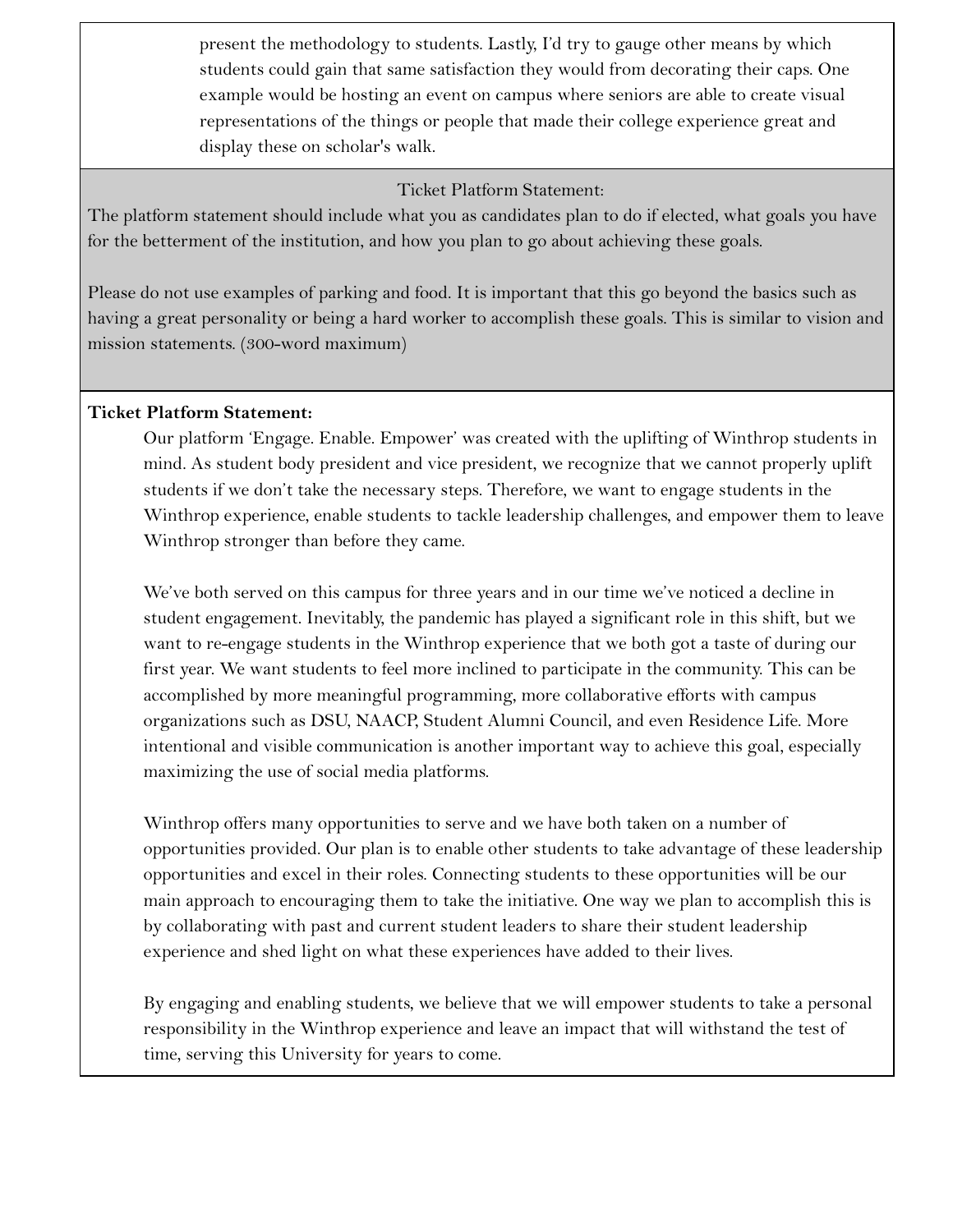present the methodology to students. Lastly, I'd try to gauge other means by which students could gain that same satisfaction they would from decorating their caps. One example would be hosting an event on campus where seniors are able to create visual representations of the things or people that made their college experience great and display these on scholar's walk.

Ticket Platform Statement:

The platform statement should include what you as candidates plan to do if elected, what goals you have for the betterment of the institution, and how you plan to go about achieving these goals.

Please do not use examples of parking and food. It is important that this go beyond the basics such as having a great personality or being a hard worker to accomplish these goals. This is similar to vision and mission statements. (300-word maximum)

**Ticket Platform Statement:**

Our platform 'Engage. Enable. Empower' was created with the uplifting of Winthrop students in mind. As student body president and vice president, we recognize that we cannot properly uplift students if we don't take the necessary steps. Therefore, we want to engage students in the Winthrop experience, enable students to tackle leadership challenges, and empower them to leave Winthrop stronger than before they came.

We've both served on this campus for three years and in our time we've noticed a decline in student engagement. Inevitably, the pandemic has played a significant role in this shift, but we want to re-engage students in the Winthrop experience that we both got a taste of during our first year. We want students to feel more inclined to participate in the community. This can be accomplished by more meaningful programming, more collaborative efforts with campus organizations such as DSU, NAACP, Student Alumni Council, and even Residence Life. More intentional and visible communication is another important way to achieve this goal, especially maximizing the use of social media platforms.

Winthrop offers many opportunities to serve and we have both taken on a number of opportunities provided. Our plan is to enable other students to take advantage of these leadership opportunities and excel in their roles. Connecting students to these opportunities will be our main approach to encouraging them to take the initiative. One way we plan to accomplish this is by collaborating with past and current student leaders to share their student leadership experience and shed light on what these experiences have added to their lives.

By engaging and enabling students, we believe that we will empower students to take a personal responsibility in the Winthrop experience and leave an impact that will withstand the test of time, serving this University for years to come.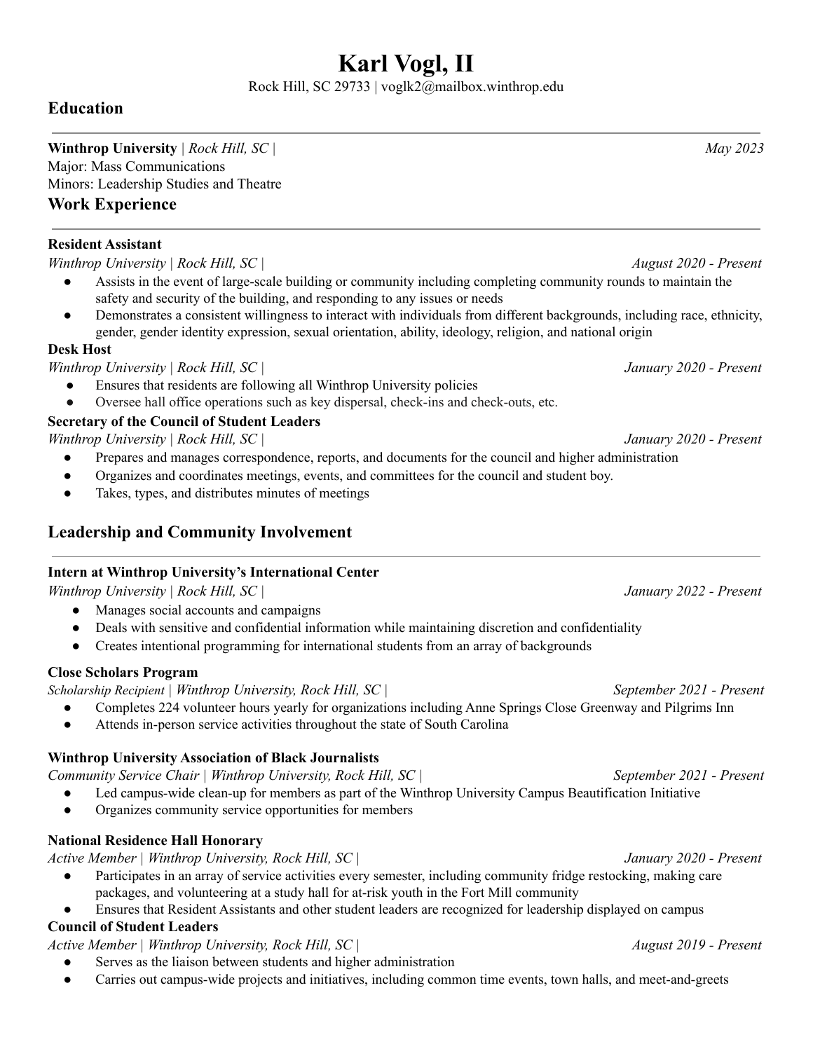# Karl Vogl, II

Rock Hill, SC 29733 | voglk2@mailbox.winthrop.edu

## Education

**Winthrop University** | *Rock Hill, SC* | *May 2023*
Major: Mass Communications
Minors: Leadership Studies and Theatre

## Work Experience

**Resident Assistant**
*Winthrop University | Rock Hill, SC |* *August 2020 - Present*

- Assists in the event of large-scale building or community including completing community rounds to maintain the safety and security of the building, and responding to any issues or needs
- Demonstrates a consistent willingness to interact with individuals from different backgrounds, including race, ethnicity, gender, gender identity expression, sexual orientation, ability, ideology, religion, and national origin

**Desk Host**
*Winthrop University | Rock Hill, SC |* *January 2020 - Present*

- Ensures that residents are following all Winthrop University policies
- Oversee hall office operations such as key dispersal, check-ins and check-outs, etc.

**Secretary of the Council of Student Leaders**
*Winthrop University | Rock Hill, SC |* *January 2020 - Present*

- Prepares and manages correspondence, reports, and documents for the council and higher administration
- Organizes and coordinates meetings, events, and committees for the council and student boy.
- Takes, types, and distributes minutes of meetings

## Leadership and Community Involvement

**Intern at Winthrop University's International Center**
*Winthrop University | Rock Hill, SC |* *January 2022 - Present*

- Manages social accounts and campaigns
- Deals with sensitive and confidential information while maintaining discretion and confidentiality
- Creates intentional programming for international students from an array of backgrounds

**Close Scholars Program**
*Scholarship Recipient | Winthrop University, Rock Hill, SC |* *September 2021 - Present*

- Completes 224 volunteer hours yearly for organizations including Anne Springs Close Greenway and Pilgrims Inn
- Attends in-person service activities throughout the state of South Carolina

**Winthrop University Association of Black Journalists**
*Community Service Chair | Winthrop University, Rock Hill, SC |* *September 2021 - Present*

- Led campus-wide clean-up for members as part of the Winthrop University Campus Beautification Initiative
- Organizes community service opportunities for members

**National Residence Hall Honorary**
*Active Member | Winthrop University, Rock Hill, SC |* *January 2020 - Present*

- Participates in an array of service activities every semester, including community fridge restocking, making care packages, and volunteering at a study hall for at-risk youth in the Fort Mill community
- Ensures that Resident Assistants and other student leaders are recognized for leadership displayed on campus

**Council of Student Leaders**
*Active Member | Winthrop University, Rock Hill, SC |* *August 2019 - Present*

- Serves as the liaison between students and higher administration
- Carries out campus-wide projects and initiatives, including common time events, town halls, and meet-and-greets